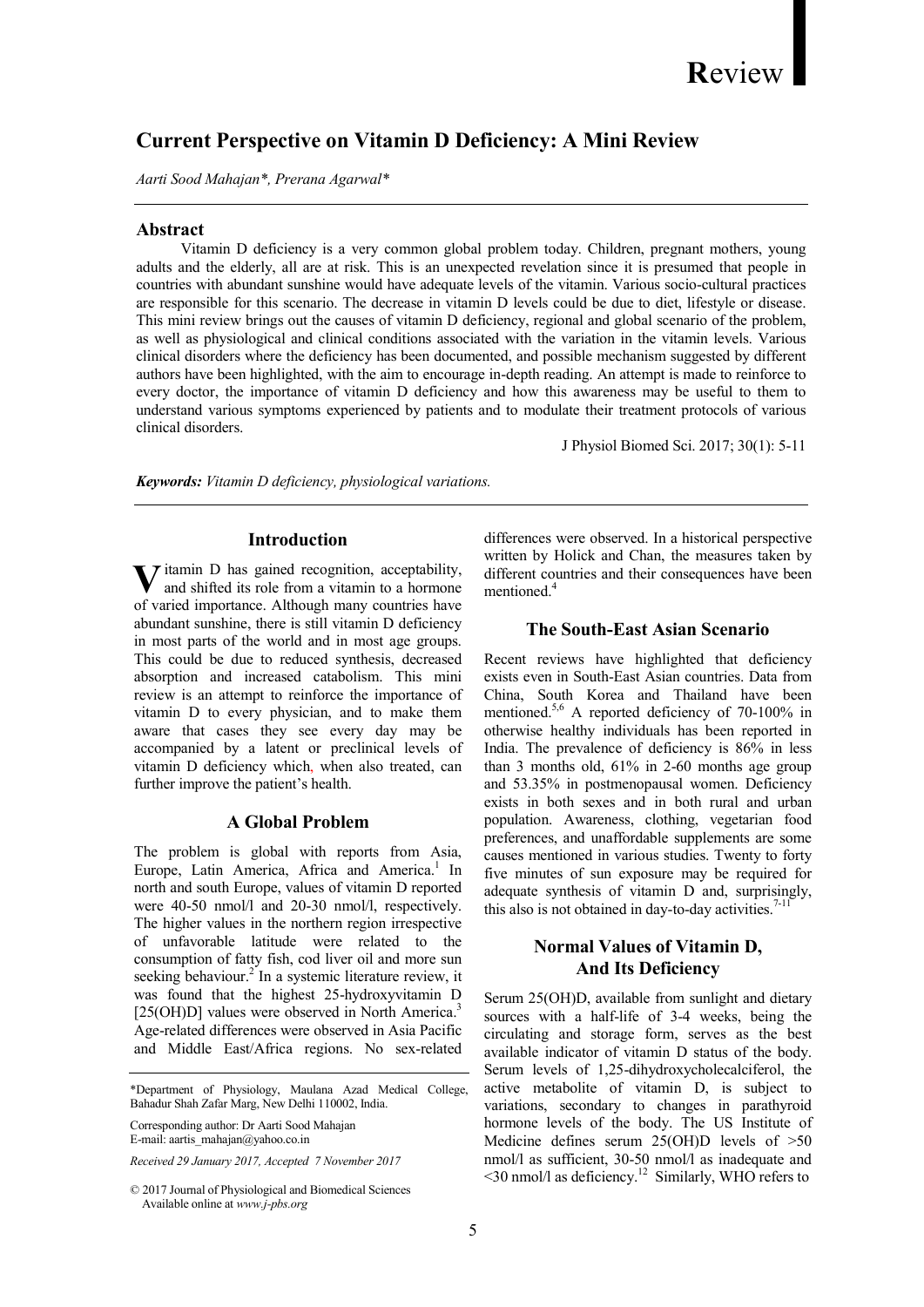# Current Perspective on Vitamin D Deficiency: A Mini Review

*Aarti Sood Mahajan\*, Prerana Agarwal\**

## Abstract

Vitamin D deficiency is a very common global problem today. Children, pregnant mothers, young adults and the elderly, all are at risk. This is an unexpected revelation since it is presumed that people in countries with abundant sunshine would have adequate levels of the vitamin. Various socio-cultural practices are responsible for this scenario. The decrease in vitamin D levels could be due to diet, lifestyle or disease. This mini review brings out the causes of vitamin D deficiency, regional and global scenario of the problem, as well as physiological and clinical conditions associated with the variation in the vitamin levels. Various clinical disorders where the deficiency has been documented, and possible mechanism suggested by different authors have been highlighted, with the aim to encourage in-depth reading. An attempt is made to reinforce to every doctor, the importance of vitamin D deficiency and how this awareness may be useful to them to understand various symptoms experienced by patients and to modulate their treatment protocols of various clinical disorders.

J Physiol Biomed Sci. 2017; 30(1): 5-11

***Keywords:*** *Vitamin D deficiency, physiological variations.*

## Introduction

Vitamin D has gained recognition, acceptability, and shifted its role from a vitamin to a hormone of varied importance. Although many countries have abundant sunshine, there is still vitamin D deficiency in most parts of the world and in most age groups. This could be due to reduced synthesis, decreased absorption and increased catabolism. This mini review is an attempt to reinforce the importance of vitamin D to every physician, and to make them aware that cases they see every day may be accompanied by a latent or preclinical levels of vitamin D deficiency which, when also treated, can further improve the patient's health.

## A Global Problem

The problem is global with reports from Asia, Europe, Latin America, Africa and America.[1] In north and south Europe, values of vitamin D reported were 40-50 nmol/l and 20-30 nmol/l, respectively. The higher values in the northern region irrespective of unfavorable latitude were related to the consumption of fatty fish, cod liver oil and more sun seeking behaviour.[2] In a systemic literature review, it was found that the highest 25-hydroxyvitamin D [25(OH)D] values were observed in North America.[3] Age-related differences were observed in Asia Pacific and Middle East/Africa regions. No sex-related differences were observed. In a historical perspective written by Holick and Chan, the measures taken by different countries and their consequences have been mentioned.[4]

## The South-East Asian Scenario

Recent reviews have highlighted that deficiency exists even in South-East Asian countries. Data from China, South Korea and Thailand have been mentioned.[5,6] A reported deficiency of 70-100% in otherwise healthy individuals has been reported in India. The prevalence of deficiency is 86% in less than 3 months old, 61% in 2-60 months age group and 53.35% in postmenopausal women. Deficiency exists in both sexes and in both rural and urban population. Awareness, clothing, vegetarian food preferences, and unaffordable supplements are some causes mentioned in various studies. Twenty to forty five minutes of sun exposure may be required for adequate synthesis of vitamin D and, surprisingly, this also is not obtained in day-to-day activities.[7-11]

## Normal Values of Vitamin D, And Its Deficiency

Serum 25(OH)D, available from sunlight and dietary sources with a half-life of 3-4 weeks, being the circulating and storage form, serves as the best available indicator of vitamin D status of the body. Serum levels of 1,25-dihydroxycholecalciferol, the active metabolite of vitamin D, is subject to variations, secondary to changes in parathyroid hormone levels of the body. The US Institute of Medicine defines serum 25(OH)D levels of >50 nmol/l as sufficient, 30-50 nmol/l as inadequate and <30 nmol/l as deficiency.[12] Similarly, WHO refers to

---

\*Department of Physiology, Maulana Azad Medical College, Bahadur Shah Zafar Marg, New Delhi 110002, India.

Corresponding author: Dr Aarti Sood Mahajan
E-mail: aartis_mahajan@yahoo.co.in

*Received 29 January 2017, Accepted 7 November 2017*

© 2017 Journal of Physiological and Biomedical Sciences
Available online at *www.j-pbs.org*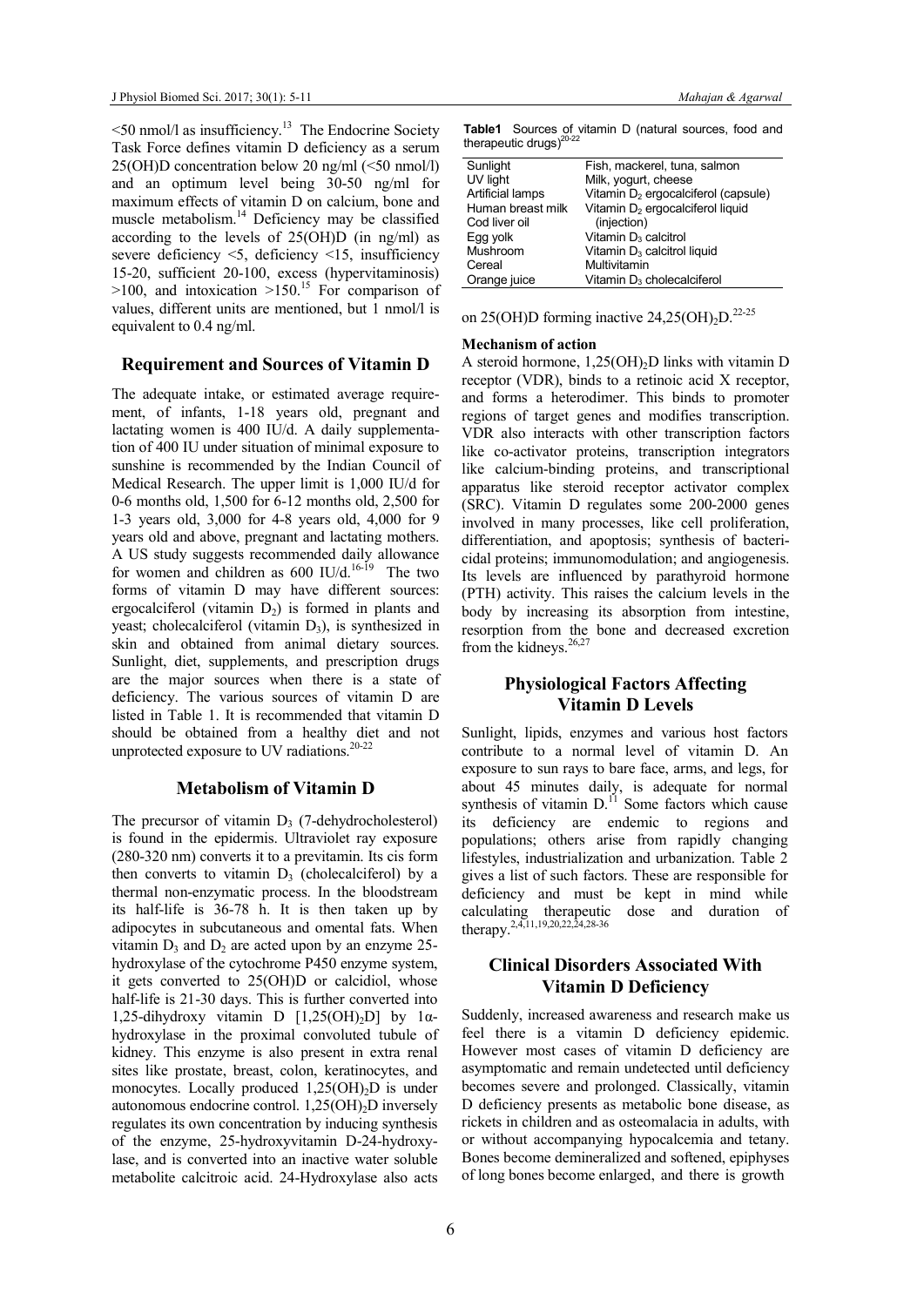<50 nmol/l as insufficiency.[13] The Endocrine Society Task Force defines vitamin D deficiency as a serum 25(OH)D concentration below 20 ng/ml (<50 nmol/l) and an optimum level being 30-50 ng/ml for maximum effects of vitamin D on calcium, bone and muscle metabolism.[14] Deficiency may be classified according to the levels of 25(OH)D (in ng/ml) as severe deficiency <5, deficiency <15, insufficiency 15-20, sufficient 20-100, excess (hypervitaminosis) >100, and intoxication >150.[15] For comparison of values, different units are mentioned, but 1 nmol/l is equivalent to 0.4 ng/ml.

## Requirement and Sources of Vitamin D

The adequate intake, or estimated average requirement, of infants, 1-18 years old, pregnant and lactating women is 400 IU/d. A daily supplementation of 400 IU under situation of minimal exposure to sunshine is recommended by the Indian Council of Medical Research. The upper limit is 1,000 IU/d for 0-6 months old, 1,500 for 6-12 months old, 2,500 for 1-3 years old, 3,000 for 4-8 years old, 4,000 for 9 years old and above, pregnant and lactating mothers. A US study suggests recommended daily allowance for women and children as 600 IU/d.[16-19] The two forms of vitamin D may have different sources: ergocalciferol (vitamin $D_2$) is formed in plants and yeast; cholecalciferol (vitamin $D_3$), is synthesized in skin and obtained from animal dietary sources. Sunlight, diet, supplements, and prescription drugs are the major sources when there is a state of deficiency. The various sources of vitamin D are listed in Table 1. It is recommended that vitamin D should be obtained from a healthy diet and not unprotected exposure to UV radiations.[20-22]

## Metabolism of Vitamin D

The precursor of vitamin $D_3$ (7-dehydrocholesterol) is found in the epidermis. Ultraviolet ray exposure (280-320 nm) converts it to a previtamin. Its cis form then converts to vitamin $D_3$ (cholecalciferol) by a thermal non-enzymatic process. In the bloodstream its half-life is 36-78 h. It is then taken up by adipocytes in subcutaneous and omental fats. When vitamin $D_3$ and $D_2$ are acted upon by an enzyme 25-hydroxylase of the cytochrome P450 enzyme system, it gets converted to 25(OH)D or calcidiol, whose half-life is 21-30 days. This is further converted into 1,25-dihydroxy vitamin D [$1,25(OH)_2D$] by 1α-hydroxylase in the proximal convoluted tubule of kidney. This enzyme is also present in extra renal sites like prostate, breast, colon, keratinocytes, and monocytes. Locally produced $1,25(OH)_2D$ is under autonomous endocrine control. $1,25(OH)_2D$ inversely regulates its own concentration by inducing synthesis of the enzyme, 25-hydroxyvitamin D-24-hydroxylase, and is converted into an inactive water soluble metabolite calcitroic acid. 24-Hydroxylase also acts on 25(OH)D forming inactive $24,25(OH)_2D$.[22-25]

**Table1** Sources of vitamin D (natural sources, food and therapeutic drugs)[20-22]

| | |
|---|---|
| Sunlight | Fish, mackerel, tuna, salmon |
| UV light | Milk, yogurt, cheese |
| Artificial lamps | Vitamin $D_2$ ergocalciferol (capsule) |
| Human breast milk | Vitamin $D_2$ ergocalciferol liquid |
| Cod liver oil | (injection) |
| Egg yolk | Vitamin $D_3$ calcitrol |
| Mushroom | Vitamin $D_3$ calcitrol liquid |
| Cereal | Multivitamin |
| Orange juice | Vitamin $D_3$ cholecalciferol |

**Mechanism of action**

A steroid hormone, $1,25(OH)_2D$ links with vitamin D receptor (VDR), binds to a retinoic acid X receptor, and forms a heterodimer. This binds to promoter regions of target genes and modifies transcription. VDR also interacts with other transcription factors like co-activator proteins, transcription integrators like calcium-binding proteins, and transcriptional apparatus like steroid receptor activator complex (SRC). Vitamin D regulates some 200-2000 genes involved in many processes, like cell proliferation, differentiation, and apoptosis; synthesis of bactericidal proteins; immunomodulation; and angiogenesis. Its levels are influenced by parathyroid hormone (PTH) activity. This raises the calcium levels in the body by increasing its absorption from intestine, resorption from the bone and decreased excretion from the kidneys.[26,27]

## Physiological Factors Affecting Vitamin D Levels

Sunlight, lipids, enzymes and various host factors contribute to a normal level of vitamin D. An exposure to sun rays to bare face, arms, and legs, for about 45 minutes daily, is adequate for normal synthesis of vitamin D.[11] Some factors which cause its deficiency are endemic to regions and populations; others arise from rapidly changing lifestyles, industrialization and urbanization. Table 2 gives a list of such factors. These are responsible for deficiency and must be kept in mind while calculating therapeutic dose and duration of therapy.[2,4,11,19,20,22,24,28-36]

## Clinical Disorders Associated With Vitamin D Deficiency

Suddenly, increased awareness and research make us feel there is a vitamin D deficiency epidemic. However most cases of vitamin D deficiency are asymptomatic and remain undetected until deficiency becomes severe and prolonged. Classically, vitamin D deficiency presents as metabolic bone disease, as rickets in children and as osteomalacia in adults, with or without accompanying hypocalcemia and tetany. Bones become demineralized and softened, epiphyses of long bones become enlarged, and there is growth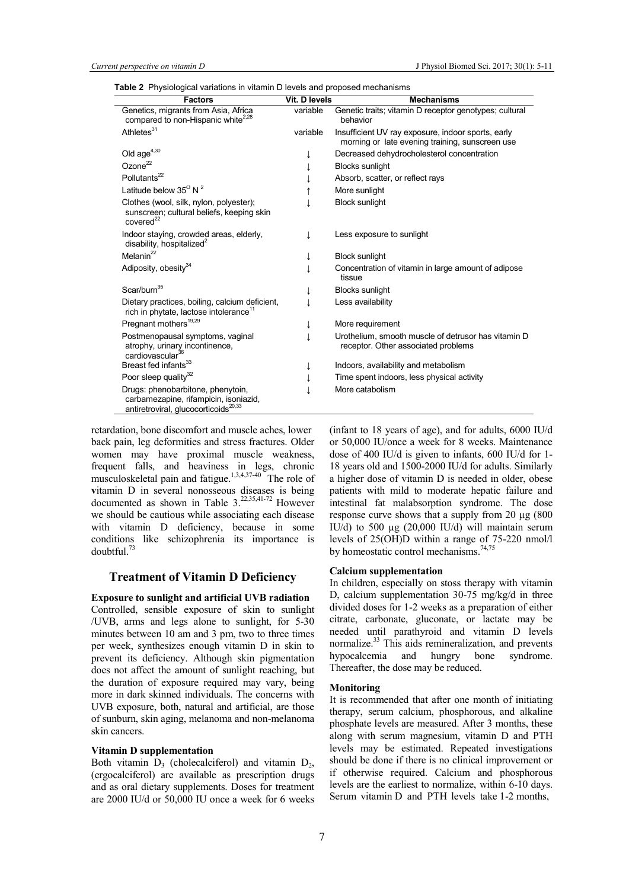**Table 2** Physiological variations in vitamin D levels and proposed mechanisms

| Factors | Vit. D levels | Mechanisms |
|---|---|---|
| Genetics, migrants from Asia, Africa compared to non-Hispanic white[2,28] | variable | Genetic traits; vitamin D receptor genotypes; cultural behavior |
| Athletes[31] | variable | Insufficient UV ray exposure, indoor sports, early morning or late evening training, sunscreen use |
| Old age[4,30] | ↓ | Decreased dehydrocholesterol concentration |
| Ozone[22] | ↓ | Blocks sunlight |
| Pollutants[22] | ↓ | Absorb, scatter, or reflect rays |
| Latitude below 35$^{O}$ N [2] | ↑ | More sunlight |
| Clothes (wool, silk, nylon, polyester); sunscreen; cultural beliefs, keeping skin covered[22] | ↓ | Block sunlight |
| Indoor staying, crowded areas, elderly, disability, hospitalized[2] | ↓ | Less exposure to sunlight |
| Melanin[22] | ↓ | Block sunlight |
| Adiposity, obesity[34] | ↓ | Concentration of vitamin in large amount of adipose tissue |
| Scar/burn[35] | ↓ | Blocks sunlight |
| Dietary practices, boiling, calcium deficient, rich in phytate, lactose intolerance[11] | ↓ | Less availability |
| Pregnant mothers[19,29] | ↓ | More requirement |
| Postmenopausal symptoms, vaginal atrophy, urinary incontinence, cardiovascular[36] | ↓ | Urothelium, smooth muscle of detrusor has vitamin D receptor. Other associated problems |
| Breast fed infants[33] | ↓ | Indoors, availability and metabolism |
| Poor sleep quality[32] | ↓ | Time spent indoors, less physical activity |
| Drugs: phenobarbitone, phenytoin, carbamezapine, rifampicin, isoniazid, antiretroviral, glucocorticoids[20,33] | ↓ | More catabolism |

retardation, bone discomfort and muscle aches, lower back pain, leg deformities and stress fractures. Older women may have proximal muscle weakness, frequent falls, and heaviness in legs, chronic musculoskeletal pain and fatigue.[1,3,4,37-40] The role of vitamin D in several nonosseous diseases is being documented as shown in Table 3.[22,35,41-72] However we should be cautious while associating each disease with vitamin D deficiency, because in some conditions like schizophrenia its importance is doubtful.[73]

## Treatment of Vitamin D Deficiency

**Exposure to sunlight and artificial UVB radiation**

Controlled, sensible exposure of skin to sunlight /UVB, arms and legs alone to sunlight, for 5-30 minutes between 10 am and 3 pm, two to three times per week, synthesizes enough vitamin D in skin to prevent its deficiency. Although skin pigmentation does not affect the amount of sunlight reaching, but the duration of exposure required may vary, being more in dark skinned individuals. The concerns with UVB exposure, both, natural and artificial, are those of sunburn, skin aging, melanoma and non-melanoma skin cancers.

**Vitamin D supplementation**

Both vitamin $D_3$ (cholecalciferol) and vitamin $D_2$, (ergocalciferol) are available as prescription drugs and as oral dietary supplements. Doses for treatment are 2000 IU/d or 50,000 IU once a week for 6 weeks (infant to 18 years of age), and for adults, 6000 IU/d or 50,000 IU/once a week for 8 weeks. Maintenance dose of 400 IU/d is given to infants, 600 IU/d for 1-18 years old and 1500-2000 IU/d for adults. Similarly a higher dose of vitamin D is needed in older, obese patients with mild to moderate hepatic failure and intestinal fat malabsorption syndrome. The dose response curve shows that a supply from 20 μg (800 IU/d) to 500 μg (20,000 IU/d) will maintain serum levels of 25(OH)D within a range of 75-220 nmol/l by homeostatic control mechanisms.[74,75]

**Calcium supplementation**

In children, especially on stoss therapy with vitamin D, calcium supplementation 30-75 mg/kg/d in three divided doses for 1-2 weeks as a preparation of either citrate, carbonate, gluconate, or lactate may be needed until parathyroid and vitamin D levels normalize.[33] This aids remineralization, and prevents hypocalcemia and hungry bone syndrome. Thereafter, the dose may be reduced.

**Monitoring**

It is recommended that after one month of initiating therapy, serum calcium, phosphorous, and alkaline phosphate levels are measured. After 3 months, these along with serum magnesium, vitamin D and PTH levels may be estimated. Repeated investigations should be done if there is no clinical improvement or if otherwise required. Calcium and phosphorous levels are the earliest to normalize, within 6-10 days. Serum vitamin D and PTH levels take 1-2 months,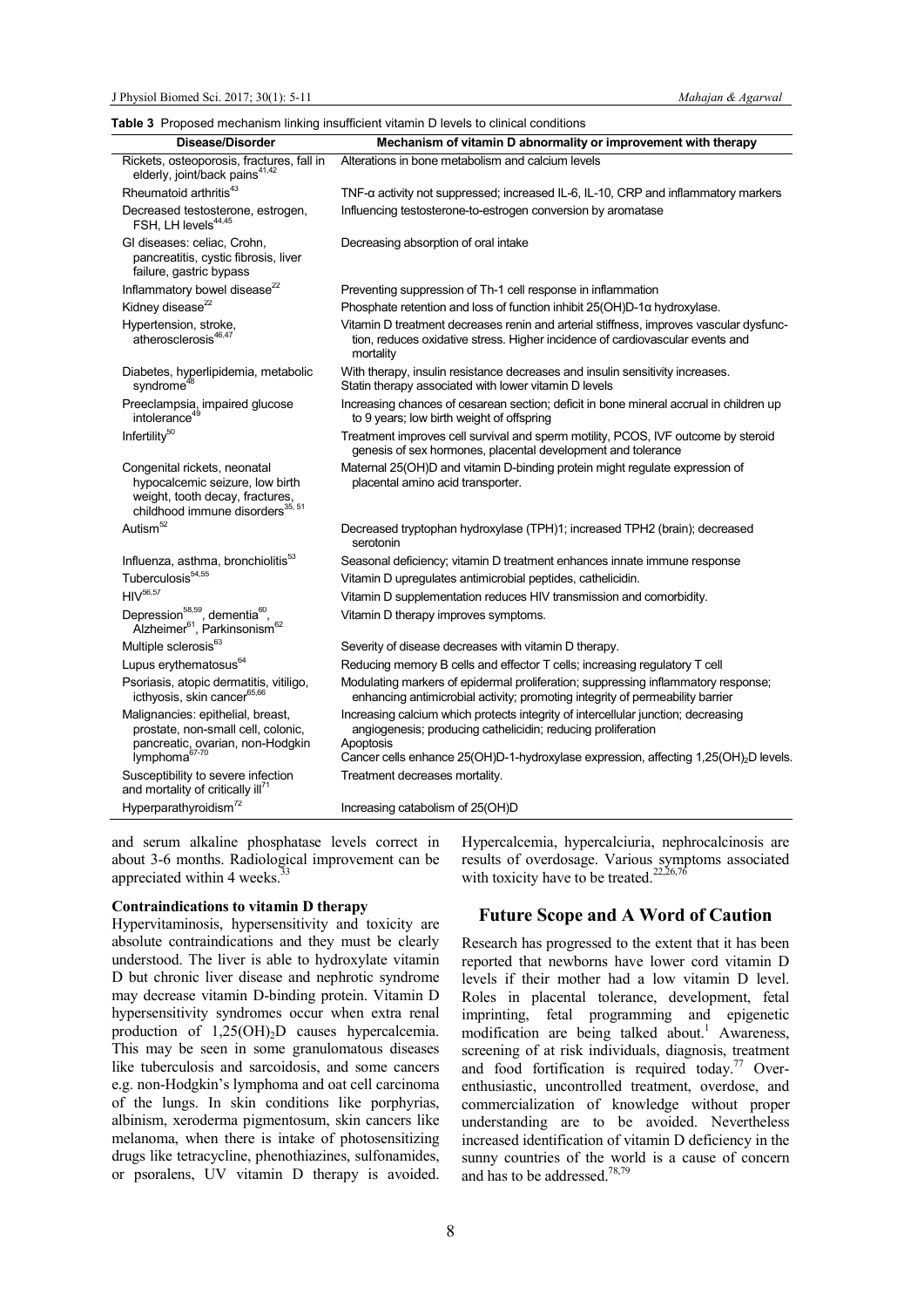**Table 3** Proposed mechanism linking insufficient vitamin D levels to clinical conditions

| Disease/Disorder | Mechanism of vitamin D abnormality or improvement with therapy |
|---|---|
| Rickets, osteoporosis, fractures, fall in elderly, joint/back pains[41,42] | Alterations in bone metabolism and calcium levels |
| Rheumatoid arthritis[43] | TNF-α activity not suppressed; increased IL-6, IL-10, CRP and inflammatory markers |
| Decreased testosterone, estrogen, FSH, LH levels[44,45] | Influencing testosterone-to-estrogen conversion by aromatase |
| GI diseases: celiac, Crohn, pancreatitis, cystic fibrosis, liver failure, gastric bypass | Decreasing absorption of oral intake |
| Inflammatory bowel disease[22] | Preventing suppression of Th-1 cell response in inflammation |
| Kidney disease[22] | Phosphate retention and loss of function inhibit 25(OH)D-1α hydroxylase. |
| Hypertension, stroke, atherosclerosis[46,47] | Vitamin D treatment decreases renin and arterial stiffness, improves vascular dysfunction, reduces oxidative stress. Higher incidence of cardiovascular events and mortality |
| Diabetes, hyperlipidemia, metabolic syndrome[48] | With therapy, insulin resistance decreases and insulin sensitivity increases. Statin therapy associated with lower vitamin D levels |
| Preeclampsia, impaired glucose intolerance[49] | Increasing chances of cesarean section; deficit in bone mineral accrual in children up to 9 years; low birth weight of offspring |
| Infertility[50] | Treatment improves cell survival and sperm motility, PCOS, IVF outcome by steroid genesis of sex hormones, placental development and tolerance |
| Congenital rickets, neonatal hypocalcemic seizure, low birth weight, tooth decay, fractures, childhood immune disorders[35, 51] | Maternal 25(OH)D and vitamin D-binding protein might regulate expression of placental amino acid transporter. |
| Autism[52] | Decreased tryptophan hydroxylase (TPH)1; increased TPH2 (brain); decreased serotonin |
| Influenza, asthma, bronchiolitis[53] | Seasonal deficiency; vitamin D treatment enhances innate immune response |
| Tuberculosis[54,55] | Vitamin D upregulates antimicrobial peptides, cathelicidin. |
| HIV[56,57] | Vitamin D supplementation reduces HIV transmission and comorbidity. |
| Depression[58,59], dementia[60], Alzheimer[61], Parkinsonism[62] | Vitamin D therapy improves symptoms. |
| Multiple sclerosis[63] | Severity of disease decreases with vitamin D therapy. |
| Lupus erythematosus[64] | Reducing memory B cells and effector T cells; increasing regulatory T cell |
| Psoriasis, atopic dermatitis, vitiligo, icthyosis, skin cancer[65,66] | Modulating markers of epidermal proliferation; suppressing inflammatory response; enhancing antimicrobial activity; promoting integrity of permeability barrier |
| Malignancies: epithelial, breast, prostate, non-small cell, colonic, pancreatic, ovarian, non-Hodgkin lymphoma[67-70] | Increasing calcium which protects integrity of intercellular junction; decreasing angiogenesis; producing cathelicidin; reducing proliferation<br>Apoptosis<br>Cancer cells enhance 25(OH)D-1-hydroxylase expression, affecting $1,25(OH)_2D$ levels. |
| Susceptibility to severe infection and mortality of critically ill[71] | Treatment decreases mortality. |
| Hyperparathyroidism[72] | Increasing catabolism of 25(OH)D |

and serum alkaline phosphatase levels correct in about 3-6 months. Radiological improvement can be appreciated within 4 weeks.[33]

#### Contraindications to vitamin D therapy

Hypervitaminosis, hypersensitivity and toxicity are absolute contraindications and they must be clearly understood. The liver is able to hydroxylate vitamin D but chronic liver disease and nephrotic syndrome may decrease vitamin D-binding protein. Vitamin D hypersensitivity syndromes occur when extra renal production of $1,25(OH)_2D$ causes hypercalcemia. This may be seen in some granulomatous diseases like tuberculosis and sarcoidosis, and some cancers e.g. non-Hodgkin's lymphoma and oat cell carcinoma of the lungs. In skin conditions like porphyrias, albinism, xeroderma pigmentosum, skin cancers like melanoma, when there is intake of photosensitizing drugs like tetracycline, phenothiazines, sulfonamides, or psoralens, UV vitamin D therapy is avoided. Hypercalcemia, hypercalciuria, nephrocalcinosis are results of overdosage. Various symptoms associated with toxicity have to be treated.[22,26,76]

## Future Scope and A Word of Caution

Research has progressed to the extent that it has been reported that newborns have lower cord vitamin D levels if their mother had a low vitamin D level. Roles in placental tolerance, development, fetal imprinting, fetal programming and epigenetic modification are being talked about.[1] Awareness, screening of at risk individuals, diagnosis, treatment and food fortification is required today.[77] Over-enthusiastic, uncontrolled treatment, overdose, and commercialization of knowledge without proper understanding are to be avoided. Nevertheless increased identification of vitamin D deficiency in the sunny countries of the world is a cause of concern and has to be addressed.[78,79]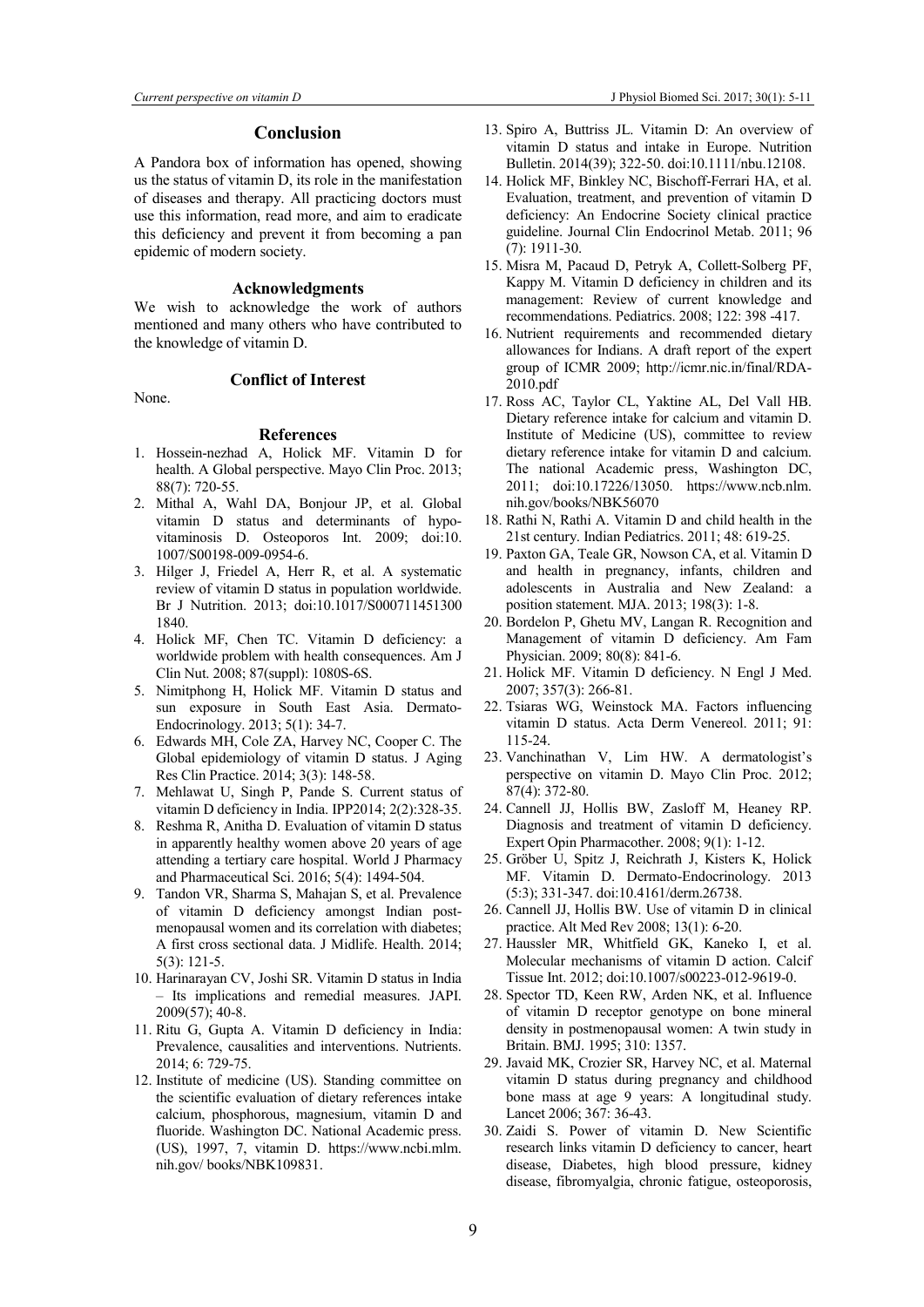## Conclusion

A Pandora box of information has opened, showing us the status of vitamin D, its role in the manifestation of diseases and therapy. All practicing doctors must use this information, read more, and aim to eradicate this deficiency and prevent it from becoming a pan epidemic of modern society.

### Acknowledgments

We wish to acknowledge the work of authors mentioned and many others who have contributed to the knowledge of vitamin D.

### Conflict of Interest

None.

### References

1. Hossein-nezhad A, Holick MF. Vitamin D for health. A Global perspective. Mayo Clin Proc. 2013; 88(7): 720-55.
2. Mithal A, Wahl DA, Bonjour JP, et al. Global vitamin D status and determinants of hypo-vitaminosis D. Osteoporos Int. 2009; doi:10. 1007/S00198-009-0954-6.
3. Hilger J, Friedel A, Herr R, et al. A systematic review of vitamin D status in population worldwide. Br J Nutrition. 2013; doi:10.1017/S000711451300 1840.
4. Holick MF, Chen TC. Vitamin D deficiency: a worldwide problem with health consequences. Am J Clin Nut. 2008; 87(suppl): 1080S-6S.
5. Nimitphong H, Holick MF. Vitamin D status and sun exposure in South East Asia. Dermato-Endocrinology. 2013; 5(1): 34-7.
6. Edwards MH, Cole ZA, Harvey NC, Cooper C. The Global epidemiology of vitamin D status. J Aging Res Clin Practice. 2014; 3(3): 148-58.
7. Mehlawat U, Singh P, Pande S. Current status of vitamin D deficiency in India. IPP2014; 2(2):328-35.
8. Reshma R, Anitha D. Evaluation of vitamin D status in apparently healthy women above 20 years of age attending a tertiary care hospital. World J Pharmacy and Pharmaceutical Sci. 2016; 5(4): 1494-504.
9. Tandon VR, Sharma S, Mahajan S, et al. Prevalence of vitamin D deficiency amongst Indian post-menopausal women and its correlation with diabetes; A first cross sectional data. J Midlife. Health. 2014; 5(3): 121-5.
10. Harinarayan CV, Joshi SR. Vitamin D status in India – Its implications and remedial measures. JAPI. 2009(57); 40-8.
11. Ritu G, Gupta A. Vitamin D deficiency in India: Prevalence, causalities and interventions. Nutrients. 2014; 6: 729-75.
12. Institute of medicine (US). Standing committee on the scientific evaluation of dietary references intake calcium, phosphorous, magnesium, vitamin D and fluoride. Washington DC. National Academic press. (US), 1997, 7, vitamin D. https://www.ncbi.mlm. nih.gov/ books/NBK109831.
13. Spiro A, Buttriss JL. Vitamin D: An overview of vitamin D status and intake in Europe. Nutrition Bulletin. 2014(39); 322-50. doi:10.1111/nbu.12108.
14. Holick MF, Binkley NC, Bischoff-Ferrari HA, et al. Evaluation, treatment, and prevention of vitamin D deficiency: An Endocrine Society clinical practice guideline. Journal Clin Endocrinol Metab. 2011; 96 (7): 1911-30.
15. Misra M, Pacaud D, Petryk A, Collett-Solberg PF, Kappy M. Vitamin D deficiency in children and its management: Review of current knowledge and recommendations. Pediatrics. 2008; 122: 398 -417.
16. Nutrient requirements and recommended dietary allowances for Indians. A draft report of the expert group of ICMR 2009; http://icmr.nic.in/final/RDA-2010.pdf
17. Ross AC, Taylor CL, Yaktine AL, Del Vall HB. Dietary reference intake for calcium and vitamin D. Institute of Medicine (US), committee to review dietary reference intake for vitamin D and calcium. The national Academic press, Washington DC, 2011; doi:10.17226/13050. https://www.ncb.nlm. nih.gov/books/NBK56070
18. Rathi N, Rathi A. Vitamin D and child health in the 21st century. Indian Pediatrics. 2011; 48: 619-25.
19. Paxton GA, Teale GR, Nowson CA, et al. Vitamin D and health in pregnancy, infants, children and adolescents in Australia and New Zealand: a position statement. MJA. 2013; 198(3): 1-8.
20. Bordelon P, Ghetu MV, Langan R. Recognition and Management of vitamin D deficiency. Am Fam Physician. 2009; 80(8): 841-6.
21. Holick MF. Vitamin D deficiency. N Engl J Med. 2007; 357(3): 266-81.
22. Tsiaras WG, Weinstock MA. Factors influencing vitamin D status. Acta Derm Venereol. 2011; 91: 115-24.
23. Vanchinathan V, Lim HW. A dermatologist's perspective on vitamin D. Mayo Clin Proc. 2012; 87(4): 372-80.
24. Cannell JJ, Hollis BW, Zasloff M, Heaney RP. Diagnosis and treatment of vitamin D deficiency. Expert Opin Pharmacother. 2008; 9(1): 1-12.
25. Gröber U, Spitz J, Reichrath J, Kisters K, Holick MF. Vitamin D. Dermato-Endocrinology. 2013 (5:3); 331-347. doi:10.4161/derm.26738.
26. Cannell JJ, Hollis BW. Use of vitamin D in clinical practice. Alt Med Rev 2008; 13(1): 6-20.
27. Haussler MR, Whitfield GK, Kaneko I, et al. Molecular mechanisms of vitamin D action. Calcif Tissue Int. 2012; doi:10.1007/s00223-012-9619-0.
28. Spector TD, Keen RW, Arden NK, et al. Influence of vitamin D receptor genotype on bone mineral density in postmenopausal women: A twin study in Britain. BMJ. 1995; 310: 1357.
29. Javaid MK, Crozier SR, Harvey NC, et al. Maternal vitamin D status during pregnancy and childhood bone mass at age 9 years: A longitudinal study. Lancet 2006; 367: 36-43.
30. Zaidi S. Power of vitamin D. New Scientific research links vitamin D deficiency to cancer, heart disease, Diabetes, high blood pressure, kidney disease, fibromyalgia, chronic fatigue, osteoporosis,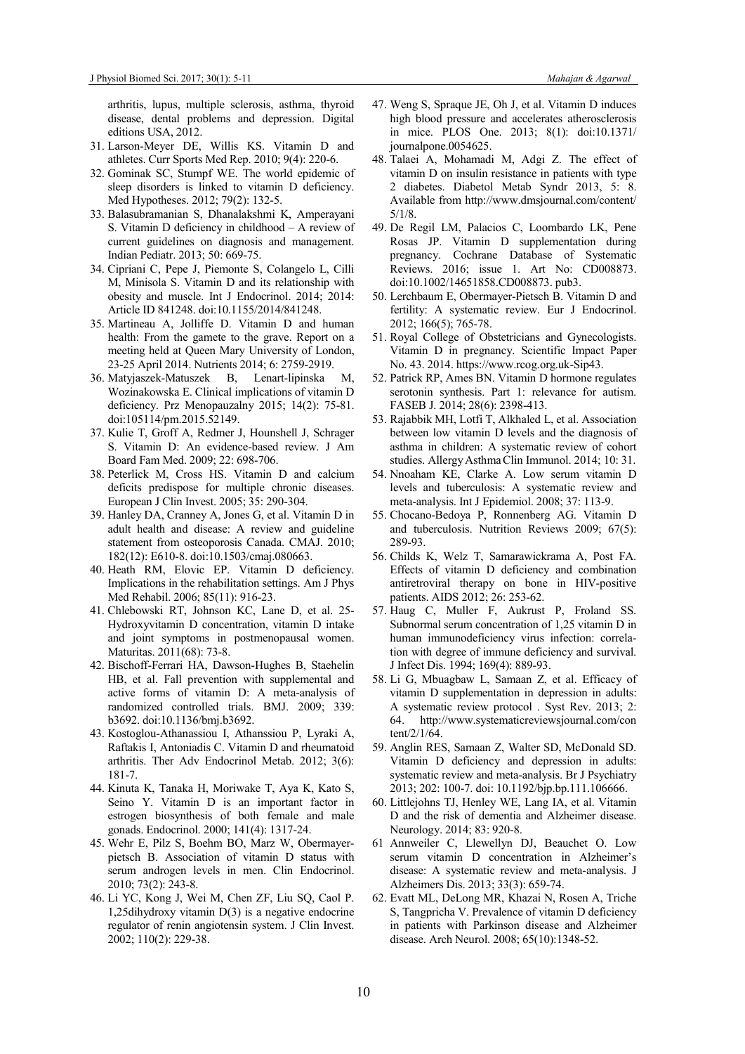arthritis, lupus, multiple sclerosis, asthma, thyroid disease, dental problems and depression. Digital editions USA, 2012.

31. Larson-Meyer DE, Willis KS. Vitamin D and athletes. Curr Sports Med Rep. 2010; 9(4): 220-6.
32. Gominak SC, Stumpf WE. The world epidemic of sleep disorders is linked to vitamin D deficiency. Med Hypotheses. 2012; 79(2): 132-5.
33. Balasubramanian S, Dhanalakshmi K, Amperayani S. Vitamin D deficiency in childhood – A review of current guidelines on diagnosis and management. Indian Pediatr. 2013; 50: 669-75.
34. Cipriani C, Pepe J, Piemonte S, Colangelo L, Cilli M, Minisola S. Vitamin D and its relationship with obesity and muscle. Int J Endocrinol. 2014; 2014: Article ID 841248. doi:10.1155/2014/841248.
35. Martineau A, Jolliffe D. Vitamin D and human health: From the gamete to the grave. Report on a meeting held at Queen Mary University of London, 23-25 April 2014. Nutrients 2014; 6: 2759-2919.
36. Matyjaszek-Matuszek B, Lenart-lipinska M, Wozinakowska E. Clinical implications of vitamin D deficiency. Prz Menopauzalny 2015; 14(2): 75-81. doi:105114/pm.2015.52149.
37. Kulie T, Groff A, Redmer J, Hounshell J, Schrager S. Vitamin D: An evidence-based review. J Am Board Fam Med. 2009; 22: 698-706.
38. Peterlick M, Cross HS. Vitamin D and calcium deficits predispose for multiple chronic diseases. European J Clin Invest. 2005; 35: 290-304.
39. Hanley DA, Cranney A, Jones G, et al. Vitamin D in adult health and disease: A review and guideline statement from osteoporosis Canada. CMAJ. 2010; 182(12): E610-8. doi:10.1503/cmaj.080663.
40. Heath RM, Elovic EP. Vitamin D deficiency. Implications in the rehabilitation settings. Am J Phys Med Rehabil. 2006; 85(11): 916-23.
41. Chlebowski RT, Johnson KC, Lane D, et al. 25-Hydroxyvitamin D concentration, vitamin D intake and joint symptoms in postmenopausal women. Maturitas. 2011(68): 73-8.
42. Bischoff-Ferrari HA, Dawson-Hughes B, Staehelin HB, et al. Fall prevention with supplemental and active forms of vitamin D: A meta-analysis of randomized controlled trials. BMJ. 2009; 339: b3692. doi:10.1136/bmj.b3692.
43. Kostoglou-Athanassiou I, Athanssiou P, Lyraki A, Raftakis I, Antoniadis C. Vitamin D and rheumatoid arthritis. Ther Adv Endocrinol Metab. 2012; 3(6): 181-7.
44. Kinuta K, Tanaka H, Moriwake T, Aya K, Kato S, Seino Y. Vitamin D is an important factor in estrogen biosynthesis of both female and male gonads. Endocrinol. 2000; 141(4): 1317-24.
45. Wehr E, Pilz S, Boehm BO, Marz W, Obermayer-pietsch B. Association of vitamin D status with serum androgen levels in men. Clin Endocrinol. 2010; 73(2): 243-8.
46. Li YC, Kong J, Wei M, Chen ZF, Liu SQ, Caol P. 1,25dihydroxy vitamin D(3) is a negative endocrine regulator of renin angiotensin system. J Clin Invest. 2002; 110(2): 229-38.
47. Weng S, Sprague JE, Oh J, et al. Vitamin D induces high blood pressure and accelerates atherosclerosis in mice. PLOS One. 2013; 8(1): doi:10.1371/journalpone.0054625.
48. Talaei A, Mohamadi M, Adgi Z. The effect of vitamin D on insulin resistance in patients with type 2 diabetes. Diabetol Metab Syndr 2013, 5: 8. Available from http://www.dmsjournal.com/content/5/1/8.
49. De Regil LM, Palacios C, Loombardo LK, Pene Rosas JP. Vitamin D supplementation during pregnancy. Cochrane Database of Systematic Reviews. 2016; issue 1. Art No: CD008873. doi:10.1002/14651858.CD008873. pub3.
50. Lerchbaum E, Obermayer-Pietsch B. Vitamin D and fertility: A systematic review. Eur J Endocrinol. 2012; 166(5); 765-78.
51. Royal College of Obstetricians and Gynecologists. Vitamin D in pregnancy. Scientific Impact Paper No. 43. 2014. https://www.rcog.org.uk-Sip43.
52. Patrick RP, Ames BN. Vitamin D hormone regulates serotonin synthesis. Part 1: relevance for autism. FASEB J. 2014; 28(6): 2398-413.
53. Rajabbik MH, Lotfi T, Alkhaled L, et al. Association between low vitamin D levels and the diagnosis of asthma in children: A systematic review of cohort studies. Allergy Asthma Clin Immunol. 2014; 10: 31.
54. Nnoaham KE, Clarke A. Low serum vitamin D levels and tuberculosis: A systematic review and meta-analysis. Int J Epidemiol. 2008; 37: 113-9.
55. Chocano-Bedoya P, Ronnenberg AG. Vitamin D and tuberculosis. Nutrition Reviews 2009; 67(5): 289-93.
56. Childs K, Welz T, Samarawickrama A, Post FA. Effects of vitamin D deficiency and combination antiretroviral therapy on bone in HIV-positive patients. AIDS 2012; 26: 253-62.
57. Haug C, Muller F, Aukrust P, Froland SS. Subnormal serum concentration of 1,25 vitamin D in human immunodeficiency virus infection: correlation with degree of immune deficiency and survival. J Infect Dis. 1994; 169(4): 889-93.
58. Li G, Mbuagbaw L, Samaan Z, et al. Efficacy of vitamin D supplementation in depression in adults: A systematic review protocol . Syst Rev. 2013; 2: 64. http://www.systematicreviewsjournal.com/content/2/1/64.
59. Anglin RES, Samaan Z, Walter SD, McDonald SD. Vitamin D deficiency and depression in adults: systematic review and meta-analysis. Br J Psychiatry 2013; 202: 100-7. doi: 10.1192/bjp.bp.111.106666.
60. Littlejohns TJ, Henley WE, Lang IA, et al. Vitamin D and the risk of dementia and Alzheimer disease. Neurology. 2014; 83: 920-8.
61 Annweiler C, Llewellyn DJ, Beauchet O. Low serum vitamin D concentration in Alzheimer's disease: A systematic review and meta-analysis. J Alzheimers Dis. 2013; 33(3): 659-74.
62. Evatt ML, DeLong MR, Khazai N, Rosen A, Triche S, Tangpricha V. Prevalence of vitamin D deficiency in patients with Parkinson disease and Alzheimer disease. Arch Neurol. 2008; 65(10):1348-52.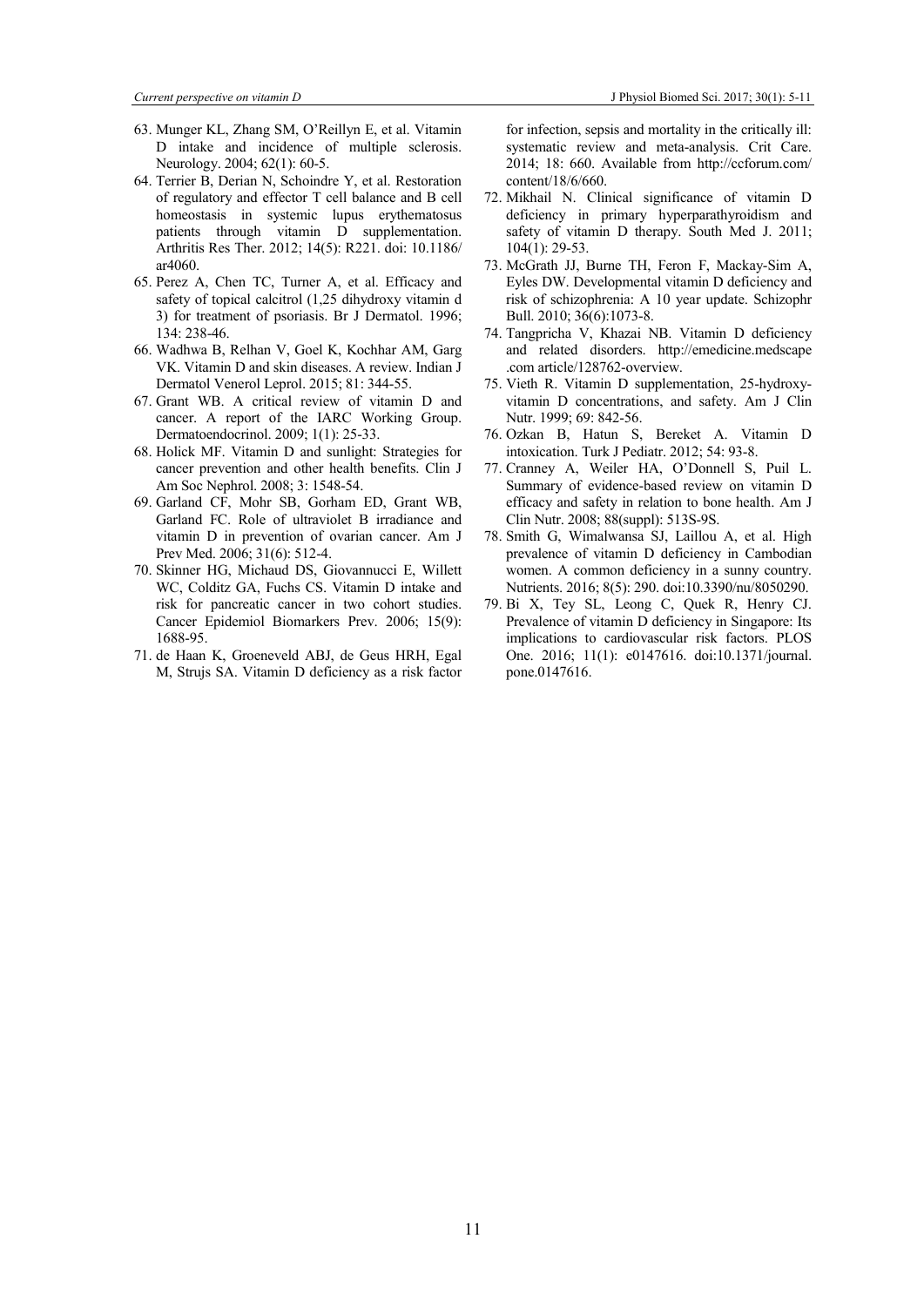63. Munger KL, Zhang SM, O'Reillyn E, et al. Vitamin D intake and incidence of multiple sclerosis. Neurology. 2004; 62(1): 60-5.
64. Terrier B, Derian N, Schoindre Y, et al. Restoration of regulatory and effector T cell balance and B cell homeostasis in systemic lupus erythematosus patients through vitamin D supplementation. Arthritis Res Ther. 2012; 14(5): R221. doi: 10.1186/ar4060.
65. Perez A, Chen TC, Turner A, et al. Efficacy and safety of topical calcitrol (1,25 dihydroxy vitamin d 3) for treatment of psoriasis. Br J Dermatol. 1996; 134: 238-46.
66. Wadhwa B, Relhan V, Goel K, Kochhar AM, Garg VK. Vitamin D and skin diseases. A review. Indian J Dermatol Venerol Leprol. 2015; 81: 344-55.
67. Grant WB. A critical review of vitamin D and cancer. A report of the IARC Working Group. Dermatoendocrinol. 2009; 1(1): 25-33.
68. Holick MF. Vitamin D and sunlight: Strategies for cancer prevention and other health benefits. Clin J Am Soc Nephrol. 2008; 3: 1548-54.
69. Garland CF, Mohr SB, Gorham ED, Grant WB, Garland FC. Role of ultraviolet B irradiance and vitamin D in prevention of ovarian cancer. Am J Prev Med. 2006; 31(6): 512-4.
70. Skinner HG, Michaud DS, Giovannucci E, Willett WC, Colditz GA, Fuchs CS. Vitamin D intake and risk for pancreatic cancer in two cohort studies. Cancer Epidemiol Biomarkers Prev. 2006; 15(9): 1688-95.
71. de Haan K, Groeneveld ABJ, de Geus HRH, Egal M, Strujs SA. Vitamin D deficiency as a risk factor for infection, sepsis and mortality in the critically ill: systematic review and meta-analysis. Crit Care. 2014; 18: 660. Available from http://ccforum.com/content/18/6/660.
72. Mikhail N. Clinical significance of vitamin D deficiency in primary hyperparathyroidism and safety of vitamin D therapy. South Med J. 2011; 104(1): 29-53.
73. McGrath JJ, Burne TH, Feron F, Mackay-Sim A, Eyles DW. Developmental vitamin D deficiency and risk of schizophrenia: A 10 year update. Schizophr Bull. 2010; 36(6):1073-8.
74. Tangpricha V, Khazai NB. Vitamin D deficiency and related disorders. http://emedicine.medscape.com article/128762-overview.
75. Vieth R. Vitamin D supplementation, 25-hydroxy-vitamin D concentrations, and safety. Am J Clin Nutr. 1999; 69: 842-56.
76. Ozkan B, Hatun S, Bereket A. Vitamin D intoxication. Turk J Pediatr. 2012; 54: 93-8.
77. Cranney A, Weiler HA, O'Donnell S, Puil L. Summary of evidence-based review on vitamin D efficacy and safety in relation to bone health. Am J Clin Nutr. 2008; 88(suppl): 513S-9S.
78. Smith G, Wimalwansa SJ, Laillou A, et al. High prevalence of vitamin D deficiency in Cambodian women. A common deficiency in a sunny country. Nutrients. 2016; 8(5): 290. doi:10.3390/nu/8050290.
79. Bi X, Tey SL, Leong C, Quek R, Henry CJ. Prevalence of vitamin D deficiency in Singapore: Its implications to cardiovascular risk factors. PLOS One. 2016; 11(1): e0147616. doi:10.1371/journal.pone.0147616.